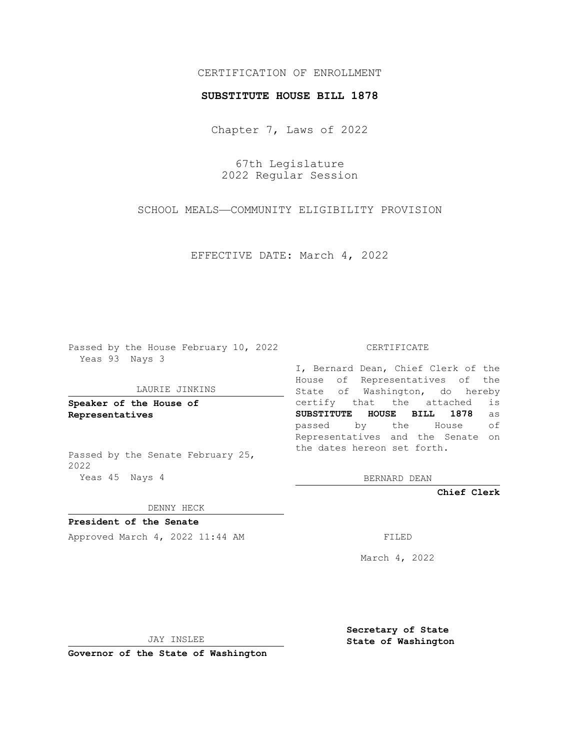CERTIFICATION OF ENROLLMENT

**SUBSTITUTE HOUSE BILL 1878**

Chapter 7, Laws of 2022

67th Legislature
2022 Regular Session

SCHOOL MEALS—COMMUNITY ELIGIBILITY PROVISION

EFFECTIVE DATE: March 4, 2022

Passed by the House February 10, 2022
Yeas 93 Nays 3

LAURIE JINKINS

**Speaker of the House of Representatives**

Passed by the Senate February 25, 2022
Yeas 45 Nays 4

DENNY HECK

**President of the Senate**

Approved March 4, 2022 11:44 AM

JAY INSLEE

**Governor of the State of Washington**

CERTIFICATE

I, Bernard Dean, Chief Clerk of the House of Representatives of the State of Washington, do hereby certify that the attached is **SUBSTITUTE HOUSE BILL 1878** as passed by the House of Representatives and the Senate on the dates hereon set forth.

BERNARD DEAN

**Chief Clerk**

FILED

March 4, 2022

**Secretary of State**
**State of Washington**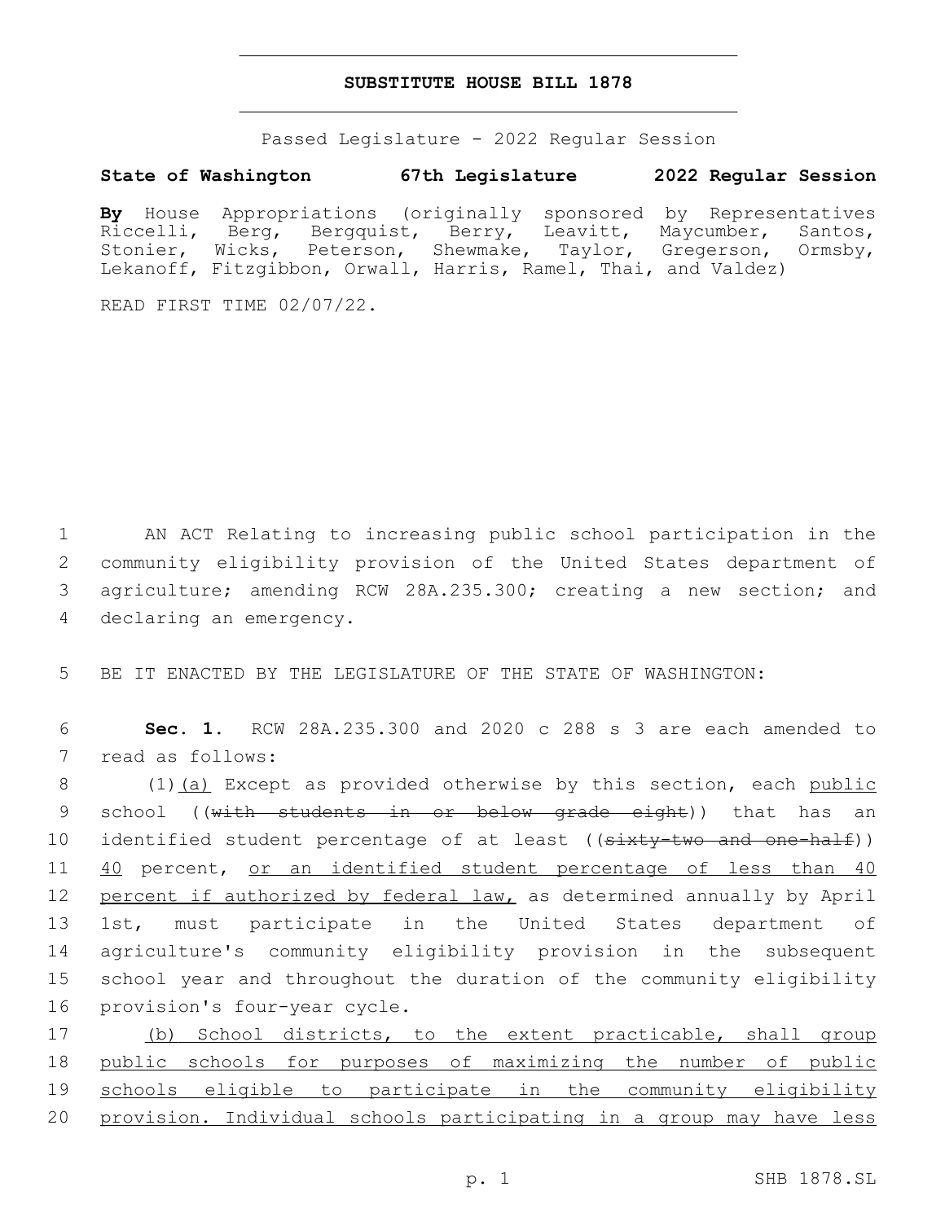## SUBSTITUTE HOUSE BILL 1878

Passed Legislature - 2022 Regular Session

**State of Washington 67th Legislature 2022 Regular Session**

**By** House Appropriations (originally sponsored by Representatives Riccelli, Berg, Bergquist, Berry, Leavitt, Maycumber, Santos, Stonier, Wicks, Peterson, Shewmake, Taylor, Gregerson, Ormsby, Lekanoff, Fitzgibbon, Orwall, Harris, Ramel, Thai, and Valdez)

READ FIRST TIME 02/07/22.

AN ACT Relating to increasing public school participation in the community eligibility provision of the United States department of agriculture; amending RCW 28A.235.300; creating a new section; and declaring an emergency.

BE IT ENACTED BY THE LEGISLATURE OF THE STATE OF WASHINGTON:

**Sec. 1.** RCW 28A.235.300 and 2020 c 288 s 3 are each amended to read as follows:

(1)<u>(a)</u> Except as provided otherwise by this section, each <u>public</u> school ((~~with students in or below grade eight~~)) that has an identified student percentage of at least ((~~sixty-two and one-half~~)) <u>40</u> percent, <u>or an identified student percentage of less than 40 percent if authorized by federal law,</u> as determined annually by April 1st, must participate in the United States department of agriculture's community eligibility provision in the subsequent school year and throughout the duration of the community eligibility provision's four-year cycle.

<u>(b) School districts, to the extent practicable, shall group public schools for purposes of maximizing the number of public schools eligible to participate in the community eligibility provision. Individual schools participating in a group may have less</u>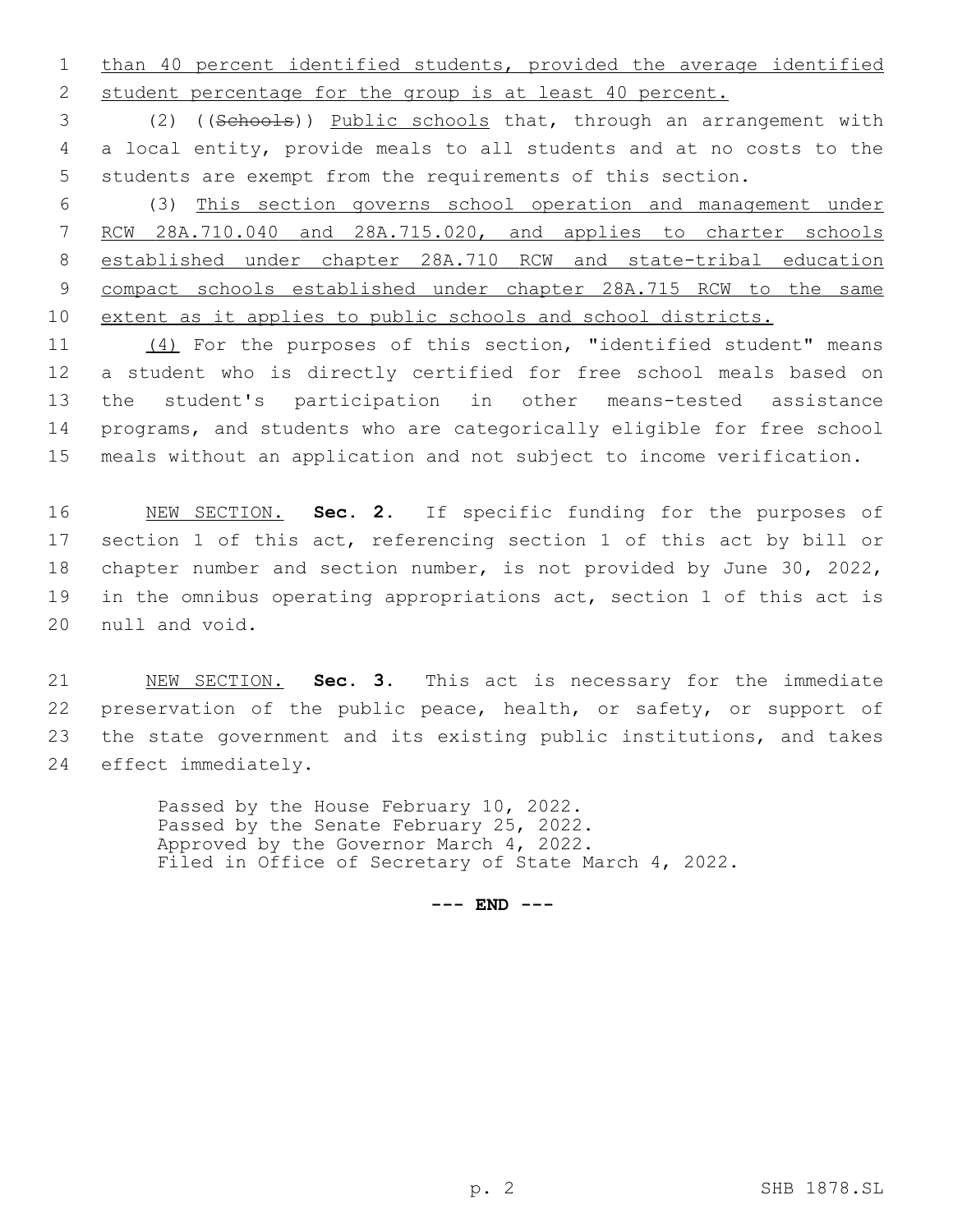than 40 percent identified students, provided the average identified student percentage for the group is at least 40 percent.

(2) ((~~Schools~~)) Public schools that, through an arrangement with a local entity, provide meals to all students and at no costs to the students are exempt from the requirements of this section.

(3) This section governs school operation and management under RCW 28A.710.040 and 28A.715.020, and applies to charter schools established under chapter 28A.710 RCW and state-tribal education compact schools established under chapter 28A.715 RCW to the same extent as it applies to public schools and school districts.

(4) For the purposes of this section, "identified student" means a student who is directly certified for free school meals based on the student's participation in other means-tested assistance programs, and students who are categorically eligible for free school meals without an application and not subject to income verification.

NEW SECTION. **Sec. 2.** If specific funding for the purposes of section 1 of this act, referencing section 1 of this act by bill or chapter number and section number, is not provided by June 30, 2022, in the omnibus operating appropriations act, section 1 of this act is null and void.

NEW SECTION. **Sec. 3.** This act is necessary for the immediate preservation of the public peace, health, or safety, or support of the state government and its existing public institutions, and takes effect immediately.

Passed by the House February 10, 2022.
Passed by the Senate February 25, 2022.
Approved by the Governor March 4, 2022.
Filed in Office of Secretary of State March 4, 2022.

**--- END ---**